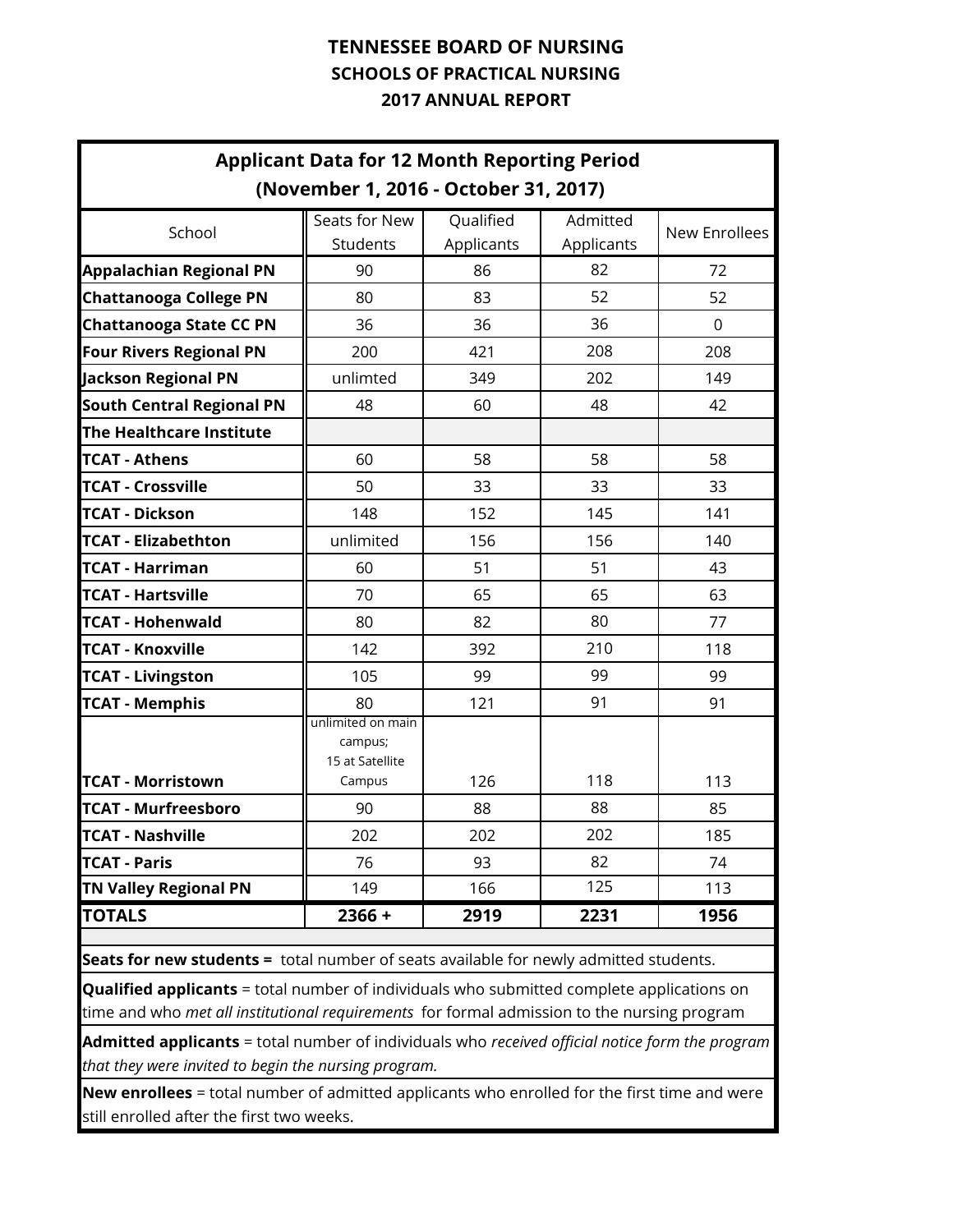# TENNESSEE BOARD OF NURSING
## SCHOOLS OF PRACTICAL NURSING
## 2017 ANNUAL REPORT

| Applicant Data for 12 Month Reporting Period (November 1, 2016 - October 31, 2017) | | | | |
|---|---|---|---|---|
| School | Seats for New Students | Qualified Applicants | Admitted Applicants | New Enrollees |
| **Appalachian Regional PN** | 90 | 86 | 82 | 72 |
| **Chattanooga College PN** | 80 | 83 | 52 | 52 |
| **Chattanooga State CC PN** | 36 | 36 | 36 | 0 |
| **Four Rivers Regional PN** | 200 | 421 | 208 | 208 |
| **Jackson Regional PN** | unlimted | 349 | 202 | 149 |
| **South Central Regional PN** | 48 | 60 | 48 | 42 |
| **The Healthcare Institute** | | | | |
| **TCAT - Athens** | 60 | 58 | 58 | 58 |
| **TCAT - Crossville** | 50 | 33 | 33 | 33 |
| **TCAT - Dickson** | 148 | 152 | 145 | 141 |
| **TCAT - Elizabethton** | unlimited | 156 | 156 | 140 |
| **TCAT - Harriman** | 60 | 51 | 51 | 43 |
| **TCAT - Hartsville** | 70 | 65 | 65 | 63 |
| **TCAT - Hohenwald** | 80 | 82 | 80 | 77 |
| **TCAT - Knoxville** | 142 | 392 | 210 | 118 |
| **TCAT - Livingston** | 105 | 99 | 99 | 99 |
| **TCAT - Memphis** | 80 | 121 | 91 | 91 |
| **TCAT - Morristown** | unlimited on main campus; 15 at Satellite Campus | 126 | 118 | 113 |
| **TCAT - Murfreesboro** | 90 | 88 | 88 | 85 |
| **TCAT - Nashville** | 202 | 202 | 202 | 185 |
| **TCAT - Paris** | 76 | 93 | 82 | 74 |
| **TN Valley Regional PN** | 149 | 166 | 125 | 113 |
| **TOTALS** | **2366 +** | **2919** | **2231** | **1956** |

**Seats for new students =** total number of seats available for newly admitted students.

**Qualified applicants** = total number of individuals who submitted complete applications on time and who *met all institutional requirements* for formal admission to the nursing program

**Admitted applicants** = total number of individuals who *received official notice form the program that they were invited to begin the nursing program.*

**New enrollees** = total number of admitted applicants who enrolled for the first time and were still enrolled after the first two weeks.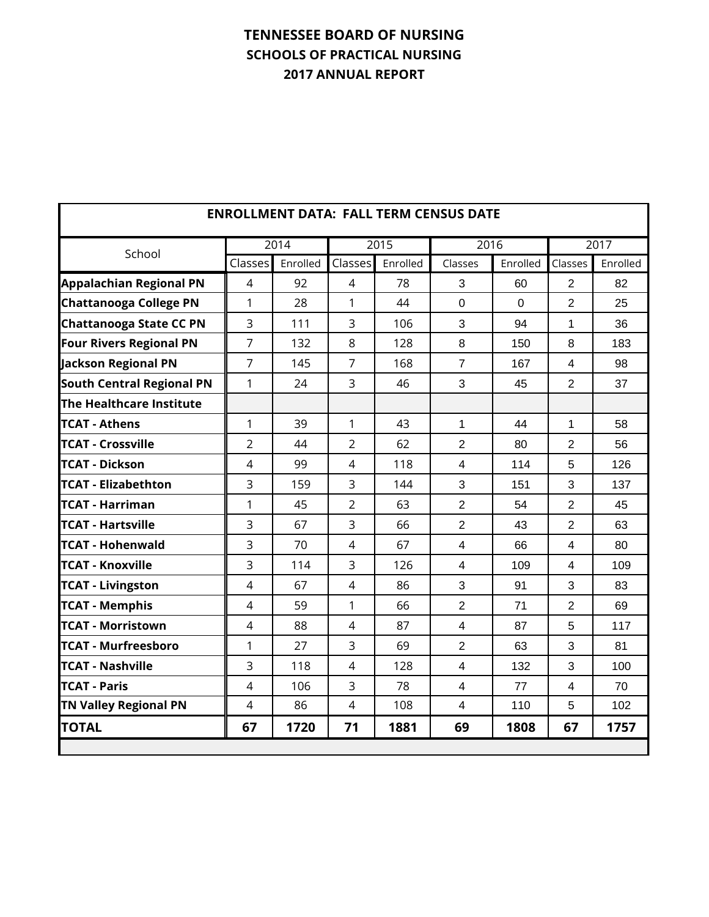# TENNESSEE BOARD OF NURSING
## SCHOOLS OF PRACTICAL NURSING
## 2017 ANNUAL REPORT

**ENROLLMENT DATA: FALL TERM CENSUS DATE**

| School | 2014 | | 2015 | | 2016 | | 2017 | |
|---|---|---|---|---|---|---|---|---|
| | Classes | Enrolled | Classes | Enrolled | Classes | Enrolled | Classes | Enrolled |
| **Appalachian Regional PN** | 4 | 92 | 4 | 78 | 3 | 60 | 2 | 82 |
| **Chattanooga College PN** | 1 | 28 | 1 | 44 | 0 | 0 | 2 | 25 |
| **Chattanooga State CC PN** | 3 | 111 | 3 | 106 | 3 | 94 | 1 | 36 |
| **Four Rivers Regional PN** | 7 | 132 | 8 | 128 | 8 | 150 | 8 | 183 |
| **Jackson Regional PN** | 7 | 145 | 7 | 168 | 7 | 167 | 4 | 98 |
| **South Central Regional PN** | 1 | 24 | 3 | 46 | 3 | 45 | 2 | 37 |
| **The Healthcare Institute** | | | | | | | | |
| **TCAT - Athens** | 1 | 39 | 1 | 43 | 1 | 44 | 1 | 58 |
| **TCAT - Crossville** | 2 | 44 | 2 | 62 | 2 | 80 | 2 | 56 |
| **TCAT - Dickson** | 4 | 99 | 4 | 118 | 4 | 114 | 5 | 126 |
| **TCAT - Elizabethton** | 3 | 159 | 3 | 144 | 3 | 151 | 3 | 137 |
| **TCAT - Harriman** | 1 | 45 | 2 | 63 | 2 | 54 | 2 | 45 |
| **TCAT - Hartsville** | 3 | 67 | 3 | 66 | 2 | 43 | 2 | 63 |
| **TCAT - Hohenwald** | 3 | 70 | 4 | 67 | 4 | 66 | 4 | 80 |
| **TCAT - Knoxville** | 3 | 114 | 3 | 126 | 4 | 109 | 4 | 109 |
| **TCAT - Livingston** | 4 | 67 | 4 | 86 | 3 | 91 | 3 | 83 |
| **TCAT - Memphis** | 4 | 59 | 1 | 66 | 2 | 71 | 2 | 69 |
| **TCAT - Morristown** | 4 | 88 | 4 | 87 | 4 | 87 | 5 | 117 |
| **TCAT - Murfreesboro** | 1 | 27 | 3 | 69 | 2 | 63 | 3 | 81 |
| **TCAT - Nashville** | 3 | 118 | 4 | 128 | 4 | 132 | 3 | 100 |
| **TCAT - Paris** | 4 | 106 | 3 | 78 | 4 | 77 | 4 | 70 |
| **TN Valley Regional PN** | 4 | 86 | 4 | 108 | 4 | 110 | 5 | 102 |
| **TOTAL** | **67** | **1720** | **71** | **1881** | **69** | **1808** | **67** | **1757** |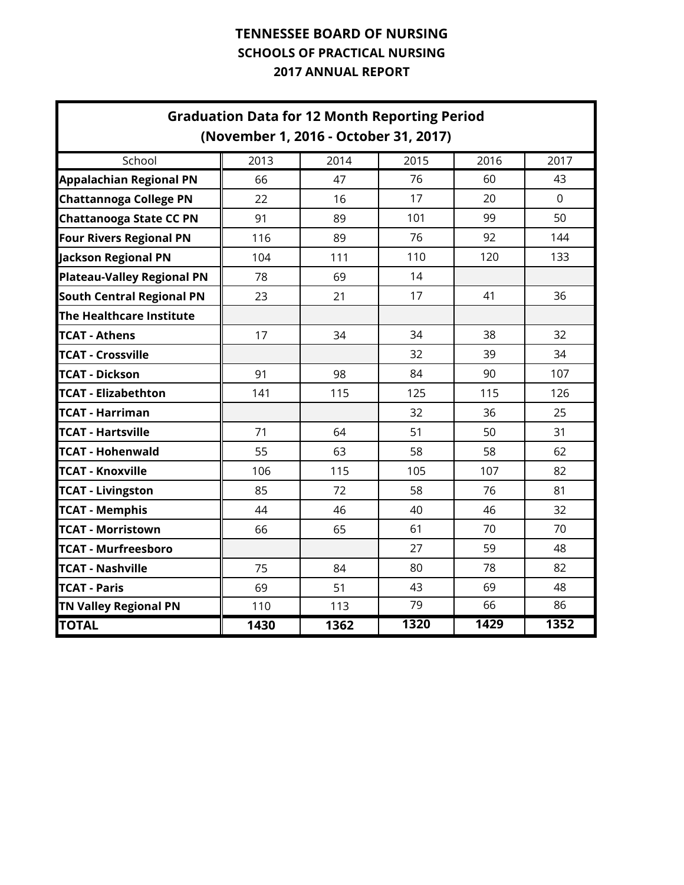# TENNESSEE BOARD OF NURSING
## SCHOOLS OF PRACTICAL NURSING
## 2017 ANNUAL REPORT

**Graduation Data for 12 Month Reporting Period (November 1, 2016 - October 31, 2017)**

| School | 2013 | 2014 | 2015 | 2016 | 2017 |
|---|---|---|---|---|---|
| **Appalachian Regional PN** | 66 | 47 | 76 | 60 | 43 |
| **Chattannoga College PN** | 22 | 16 | 17 | 20 | 0 |
| **Chattanooga State CC PN** | 91 | 89 | 101 | 99 | 50 |
| **Four Rivers Regional PN** | 116 | 89 | 76 | 92 | 144 |
| **Jackson Regional PN** | 104 | 111 | 110 | 120 | 133 |
| **Plateau-Valley Regional PN** | 78 | 69 | 14 | | |
| **South Central Regional PN** | 23 | 21 | 17 | 41 | 36 |
| **The Healthcare Institute** | | | | | |
| **TCAT - Athens** | 17 | 34 | 34 | 38 | 32 |
| **TCAT - Crossville** | | | 32 | 39 | 34 |
| **TCAT - Dickson** | 91 | 98 | 84 | 90 | 107 |
| **TCAT - Elizabethton** | 141 | 115 | 125 | 115 | 126 |
| **TCAT - Harriman** | | | 32 | 36 | 25 |
| **TCAT - Hartsville** | 71 | 64 | 51 | 50 | 31 |
| **TCAT - Hohenwald** | 55 | 63 | 58 | 58 | 62 |
| **TCAT - Knoxville** | 106 | 115 | 105 | 107 | 82 |
| **TCAT - Livingston** | 85 | 72 | 58 | 76 | 81 |
| **TCAT - Memphis** | 44 | 46 | 40 | 46 | 32 |
| **TCAT - Morristown** | 66 | 65 | 61 | 70 | 70 |
| **TCAT - Murfreesboro** | | | 27 | 59 | 48 |
| **TCAT - Nashville** | 75 | 84 | 80 | 78 | 82 |
| **TCAT - Paris** | 69 | 51 | 43 | 69 | 48 |
| **TN Valley Regional PN** | 110 | 113 | 79 | 66 | 86 |
| **TOTAL** | **1430** | **1362** | **1320** | **1429** | **1352** |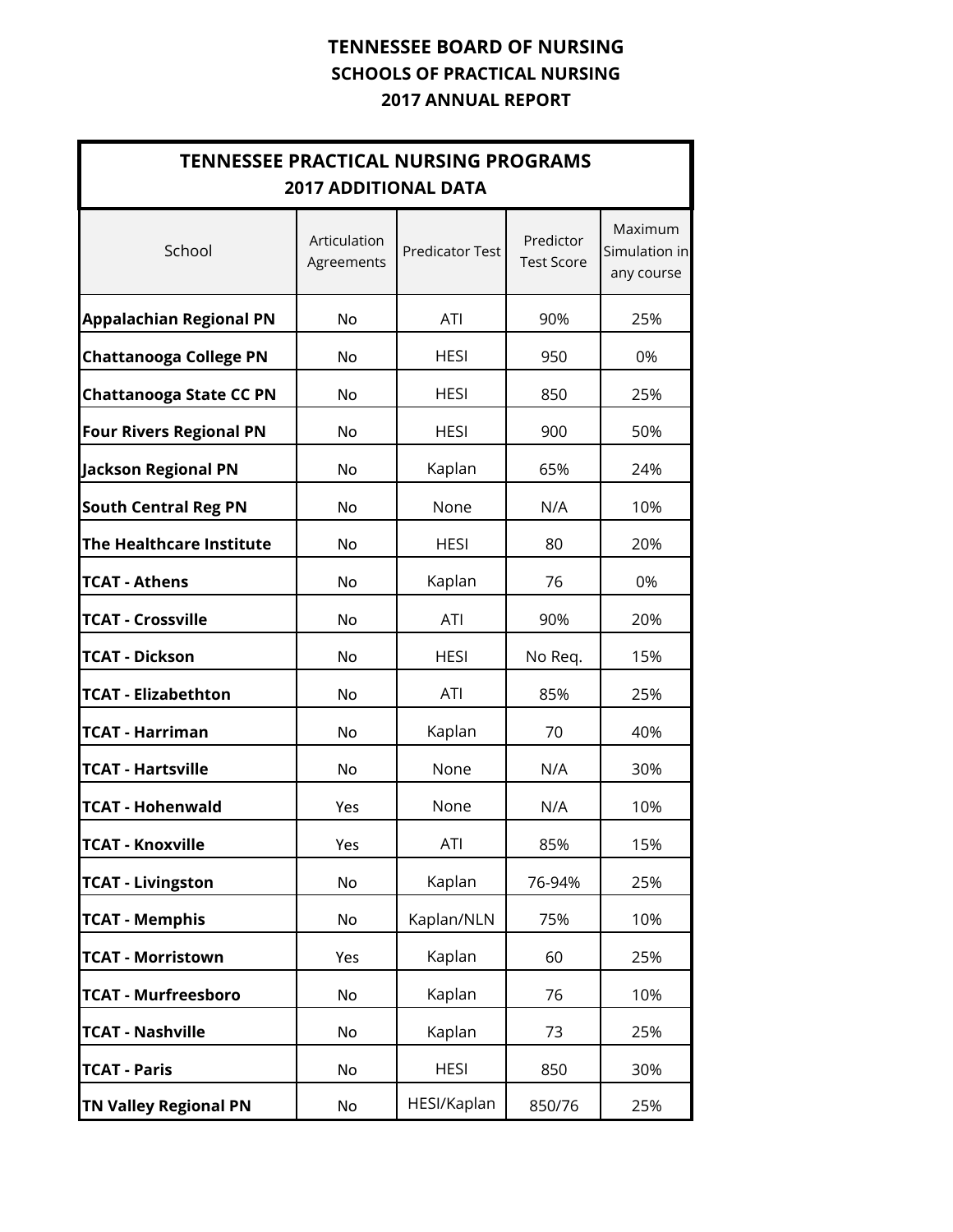# TENNESSEE BOARD OF NURSING
## SCHOOLS OF PRACTICAL NURSING
## 2017 ANNUAL REPORT

| TENNESSEE PRACTICAL NURSING PROGRAMS 2017 ADDITIONAL DATA | | | | |
|---|---|---|---|---|
| School | Articulation Agreements | Predicator Test | Predictor Test Score | Maximum Simulation in any course |
| **Appalachian Regional PN** | No | ATI | 90% | 25% |
| **Chattanooga College PN** | No | HESI | 950 | 0% |
| **Chattanooga State CC PN** | No | HESI | 850 | 25% |
| **Four Rivers Regional PN** | No | HESI | 900 | 50% |
| **Jackson Regional PN** | No | Kaplan | 65% | 24% |
| **South Central Reg PN** | No | None | N/A | 10% |
| **The Healthcare Institute** | No | HESI | 80 | 20% |
| **TCAT - Athens** | No | Kaplan | 76 | 0% |
| **TCAT - Crossville** | No | ATI | 90% | 20% |
| **TCAT - Dickson** | No | HESI | No Req. | 15% |
| **TCAT - Elizabethton** | No | ATI | 85% | 25% |
| **TCAT - Harriman** | No | Kaplan | 70 | 40% |
| **TCAT - Hartsville** | No | None | N/A | 30% |
| **TCAT - Hohenwald** | Yes | None | N/A | 10% |
| **TCAT - Knoxville** | Yes | ATI | 85% | 15% |
| **TCAT - Livingston** | No | Kaplan | 76-94% | 25% |
| **TCAT - Memphis** | No | Kaplan/NLN | 75% | 10% |
| **TCAT - Morristown** | Yes | Kaplan | 60 | 25% |
| **TCAT - Murfreesboro** | No | Kaplan | 76 | 10% |
| **TCAT - Nashville** | No | Kaplan | 73 | 25% |
| **TCAT - Paris** | No | HESI | 850 | 30% |
| **TN Valley Regional PN** | No | HESI/Kaplan | 850/76 | 25% |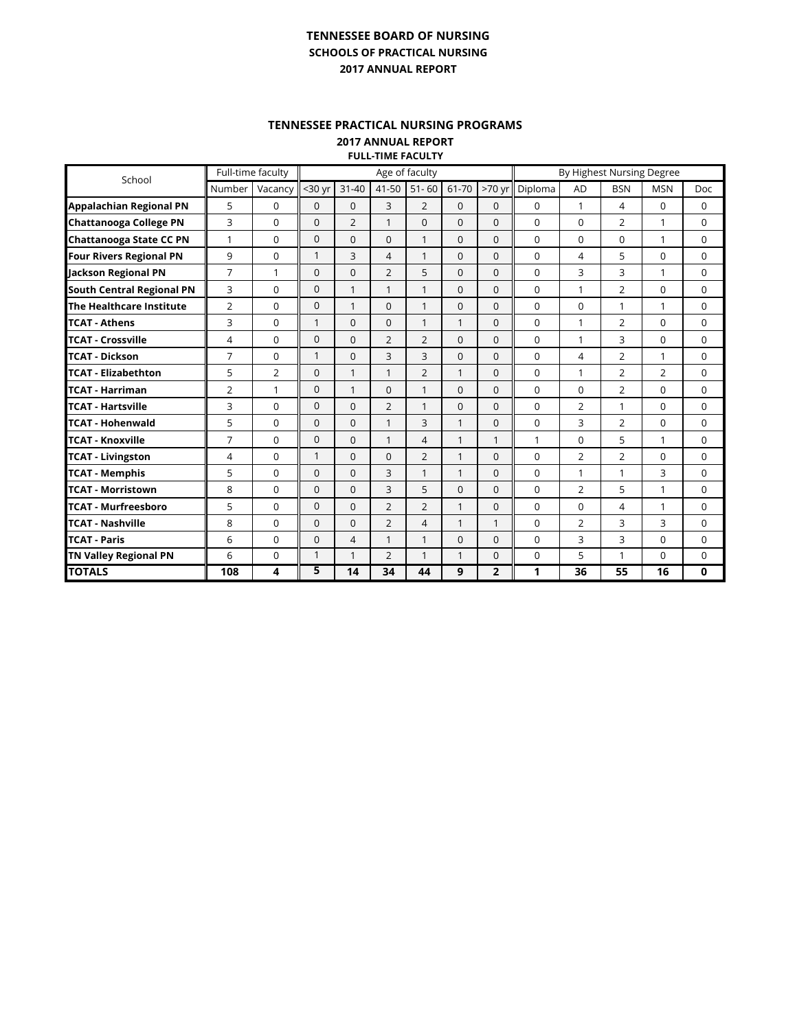# TENNESSEE BOARD OF NURSING

## SCHOOLS OF PRACTICAL NURSING

## 2017 ANNUAL REPORT

### TENNESSEE PRACTICAL NURSING PROGRAMS

**2017 ANNUAL REPORT**

**FULL-TIME FACULTY**

| School | Full-time faculty | | Age of faculty | | | | | | By Highest Nursing Degree | | | | |
|---|---|---|---|---|---|---|---|---|---|---|---|---|---|
| | Number | Vacancy | <30 yr | 31-40 | 41-50 | 51- 60 | 61-70 | >70 yr | Diploma | AD | BSN | MSN | Doc |
| **Appalachian Regional PN** | 5 | 0 | 0 | 0 | 3 | 2 | 0 | 0 | 0 | 1 | 4 | 0 | 0 |
| **Chattanooga College PN** | 3 | 0 | 0 | 2 | 1 | 0 | 0 | 0 | 0 | 0 | 2 | 1 | 0 |
| **Chattanooga State CC PN** | 1 | 0 | 0 | 0 | 0 | 1 | 0 | 0 | 0 | 0 | 0 | 1 | 0 |
| **Four Rivers Regional PN** | 9 | 0 | 1 | 3 | 4 | 1 | 0 | 0 | 0 | 4 | 5 | 0 | 0 |
| **Jackson Regional PN** | 7 | 1 | 0 | 0 | 2 | 5 | 0 | 0 | 0 | 3 | 3 | 1 | 0 |
| **South Central Regional PN** | 3 | 0 | 0 | 1 | 1 | 1 | 0 | 0 | 0 | 1 | 2 | 0 | 0 |
| **The Healthcare Institute** | 2 | 0 | 0 | 1 | 0 | 1 | 0 | 0 | 0 | 0 | 1 | 1 | 0 |
| **TCAT - Athens** | 3 | 0 | 1 | 0 | 0 | 1 | 1 | 0 | 0 | 1 | 2 | 0 | 0 |
| **TCAT - Crossville** | 4 | 0 | 0 | 0 | 2 | 2 | 0 | 0 | 0 | 1 | 3 | 0 | 0 |
| **TCAT - Dickson** | 7 | 0 | 1 | 0 | 3 | 3 | 0 | 0 | 0 | 4 | 2 | 1 | 0 |
| **TCAT - Elizabethton** | 5 | 2 | 0 | 1 | 1 | 2 | 1 | 0 | 0 | 1 | 2 | 2 | 0 |
| **TCAT - Harriman** | 2 | 1 | 0 | 1 | 0 | 1 | 0 | 0 | 0 | 0 | 2 | 0 | 0 |
| **TCAT - Hartsville** | 3 | 0 | 0 | 0 | 2 | 1 | 0 | 0 | 0 | 2 | 1 | 0 | 0 |
| **TCAT - Hohenwald** | 5 | 0 | 0 | 0 | 1 | 3 | 1 | 0 | 0 | 3 | 2 | 0 | 0 |
| **TCAT - Knoxville** | 7 | 0 | 0 | 0 | 1 | 4 | 1 | 1 | 1 | 0 | 5 | 1 | 0 |
| **TCAT - Livingston** | 4 | 0 | 1 | 0 | 0 | 2 | 1 | 0 | 0 | 2 | 2 | 0 | 0 |
| **TCAT - Memphis** | 5 | 0 | 0 | 0 | 3 | 1 | 1 | 0 | 0 | 1 | 1 | 3 | 0 |
| **TCAT - Morristown** | 8 | 0 | 0 | 0 | 3 | 5 | 0 | 0 | 0 | 2 | 5 | 1 | 0 |
| **TCAT - Murfreesboro** | 5 | 0 | 0 | 0 | 2 | 2 | 1 | 0 | 0 | 0 | 4 | 1 | 0 |
| **TCAT - Nashville** | 8 | 0 | 0 | 0 | 2 | 4 | 1 | 1 | 0 | 2 | 3 | 3 | 0 |
| **TCAT - Paris** | 6 | 0 | 0 | 4 | 1 | 1 | 0 | 0 | 0 | 3 | 3 | 0 | 0 |
| **TN Valley Regional PN** | 6 | 0 | 1 | 1 | 2 | 1 | 1 | 0 | 0 | 5 | 1 | 0 | 0 |
| **TOTALS** | **108** | **4** | **5** | **14** | **34** | **44** | **9** | **2** | **1** | **36** | **55** | **16** | **0** |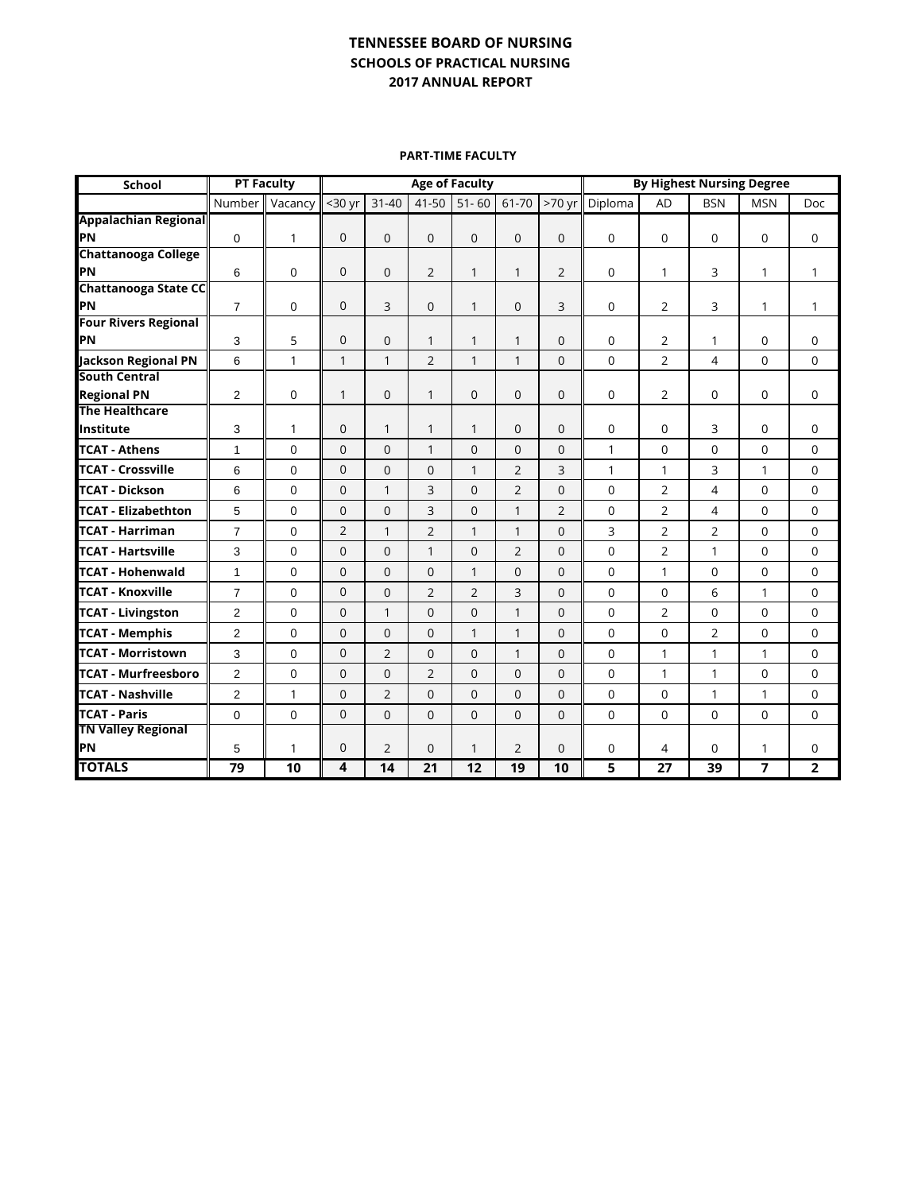# TENNESSEE BOARD OF NURSING
## SCHOOLS OF PRACTICAL NURSING
## 2017 ANNUAL REPORT

### PART-TIME FACULTY

| School | PT Faculty | | Age of Faculty | | | | | | By Highest Nursing Degree | | | | |
|---|---|---|---|---|---|---|---|---|---|---|---|---|---|
| | Number | Vacancy | <30 yr | 31-40 | 41-50 | 51- 60 | 61-70 | >70 yr | Diploma | AD | BSN | MSN | Doc |
| **Appalachian Regional PN** | 0 | 1 | 0 | 0 | 0 | 0 | 0 | 0 | 0 | 0 | 0 | 0 | 0 |
| **Chattanooga College PN** | 6 | 0 | 0 | 0 | 2 | 1 | 1 | 2 | 0 | 1 | 3 | 1 | 1 |
| **Chattanooga State CC PN** | 7 | 0 | 0 | 3 | 0 | 1 | 0 | 3 | 0 | 2 | 3 | 1 | 1 |
| **Four Rivers Regional PN** | 3 | 5 | 0 | 0 | 1 | 1 | 1 | 0 | 0 | 2 | 1 | 0 | 0 |
| **Jackson Regional PN** | 6 | 1 | 1 | 1 | 2 | 1 | 1 | 0 | 0 | 2 | 4 | 0 | 0 |
| **South Central Regional PN** | 2 | 0 | 1 | 0 | 1 | 0 | 0 | 0 | 0 | 2 | 0 | 0 | 0 |
| **The Healthcare Institute** | 3 | 1 | 0 | 1 | 1 | 1 | 0 | 0 | 0 | 0 | 3 | 0 | 0 |
| **TCAT - Athens** | 1 | 0 | 0 | 0 | 1 | 0 | 0 | 0 | 1 | 0 | 0 | 0 | 0 |
| **TCAT - Crossville** | 6 | 0 | 0 | 0 | 0 | 1 | 2 | 3 | 1 | 1 | 3 | 1 | 0 |
| **TCAT - Dickson** | 6 | 0 | 0 | 1 | 3 | 0 | 2 | 0 | 0 | 2 | 4 | 0 | 0 |
| **TCAT - Elizabethton** | 5 | 0 | 0 | 0 | 3 | 0 | 1 | 2 | 0 | 2 | 4 | 0 | 0 |
| **TCAT - Harriman** | 7 | 0 | 2 | 1 | 2 | 1 | 1 | 0 | 3 | 2 | 2 | 0 | 0 |
| **TCAT - Hartsville** | 3 | 0 | 0 | 0 | 1 | 0 | 2 | 0 | 0 | 2 | 1 | 0 | 0 |
| **TCAT - Hohenwald** | 1 | 0 | 0 | 0 | 0 | 1 | 0 | 0 | 0 | 1 | 0 | 0 | 0 |
| **TCAT - Knoxville** | 7 | 0 | 0 | 0 | 2 | 2 | 3 | 0 | 0 | 0 | 6 | 1 | 0 |
| **TCAT - Livingston** | 2 | 0 | 0 | 1 | 0 | 0 | 1 | 0 | 0 | 2 | 0 | 0 | 0 |
| **TCAT - Memphis** | 2 | 0 | 0 | 0 | 0 | 1 | 1 | 0 | 0 | 0 | 2 | 0 | 0 |
| **TCAT - Morristown** | 3 | 0 | 0 | 2 | 0 | 0 | 1 | 0 | 0 | 1 | 1 | 1 | 0 |
| **TCAT - Murfreesboro** | 2 | 0 | 0 | 0 | 2 | 0 | 0 | 0 | 0 | 1 | 1 | 0 | 0 |
| **TCAT - Nashville** | 2 | 1 | 0 | 2 | 0 | 0 | 0 | 0 | 0 | 0 | 1 | 1 | 0 |
| **TCAT - Paris** | 0 | 0 | 0 | 0 | 0 | 0 | 0 | 0 | 0 | 0 | 0 | 0 | 0 |
| **TN Valley Regional PN** | 5 | 1 | 0 | 2 | 0 | 1 | 2 | 0 | 0 | 4 | 0 | 1 | 0 |
| **TOTALS** | **79** | **10** | **4** | **14** | **21** | **12** | **19** | **10** | **5** | **27** | **39** | **7** | **2** |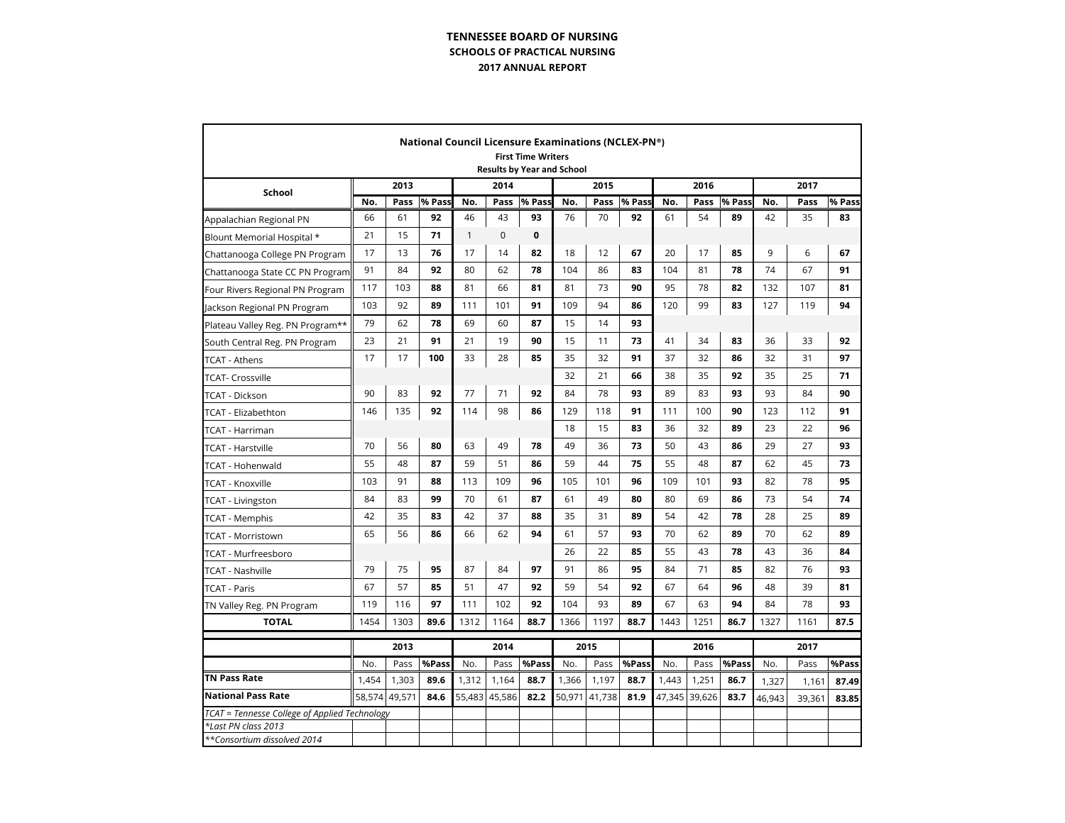**TENNESSEE BOARD OF NURSING**
**SCHOOLS OF PRACTICAL NURSING**
**2017 ANNUAL REPORT**

**National Council Licensure Examinations (NCLEX-PN®)**
**First Time Writers**
**Results by Year and School**

| School | 2013 | | | 2014 | | | 2015 | | | 2016 | | | 2017 | | |
|---|---|---|---|---|---|---|---|---|---|---|---|---|---|---|---|
| | No. | Pass | % Pass | No. | Pass | % Pass | No. | Pass | % Pass | No. | Pass | % Pass | No. | Pass | % Pass |
| Appalachian Regional PN | 66 | 61 | **92** | 46 | 43 | **93** | 76 | 70 | **92** | 61 | 54 | **89** | 42 | 35 | **83** |
| Blount Memorial Hospital * | 21 | 15 | **71** | 1 | 0 | **0** | | | | | | | | | |
| Chattanooga College PN Program | 17 | 13 | **76** | 17 | 14 | **82** | 18 | 12 | **67** | 20 | 17 | **85** | 9 | 6 | **67** |
| Chattanooga State CC PN Program | 91 | 84 | **92** | 80 | 62 | **78** | 104 | 86 | **83** | 104 | 81 | **78** | 74 | 67 | **91** |
| Four Rivers Regional PN Program | 117 | 103 | **88** | 81 | 66 | **81** | 81 | 73 | **90** | 95 | 78 | **82** | 132 | 107 | **81** |
| Jackson Regional PN Program | 103 | 92 | **89** | 111 | 101 | **91** | 109 | 94 | **86** | 120 | 99 | **83** | 127 | 119 | **94** |
| Plateau Valley Reg. PN Program** | 79 | 62 | **78** | 69 | 60 | **87** | 15 | 14 | **93** | | | | | | |
| South Central Reg. PN Program | 23 | 21 | **91** | 21 | 19 | **90** | 15 | 11 | **73** | 41 | 34 | **83** | 36 | 33 | **92** |
| TCAT - Athens | 17 | 17 | **100** | 33 | 28 | **85** | 35 | 32 | **91** | 37 | 32 | **86** | 32 | 31 | **97** |
| TCAT- Crossville | | | | | | | 32 | 21 | **66** | 38 | 35 | **92** | 35 | 25 | **71** |
| TCAT - Dickson | 90 | 83 | **92** | 77 | 71 | **92** | 84 | 78 | **93** | 89 | 83 | **93** | 93 | 84 | **90** |
| TCAT - Elizabethton | 146 | 135 | **92** | 114 | 98 | **86** | 129 | 118 | **91** | 111 | 100 | **90** | 123 | 112 | **91** |
| TCAT - Harriman | | | | | | | 18 | 15 | **83** | 36 | 32 | **89** | 23 | 22 | **96** |
| TCAT - Harstville | 70 | 56 | **80** | 63 | 49 | **78** | 49 | 36 | **73** | 50 | 43 | **86** | 29 | 27 | **93** |
| TCAT - Hohenwald | 55 | 48 | **87** | 59 | 51 | **86** | 59 | 44 | **75** | 55 | 48 | **87** | 62 | 45 | **73** |
| TCAT - Knoxville | 103 | 91 | **88** | 113 | 109 | **96** | 105 | 101 | **96** | 109 | 101 | **93** | 82 | 78 | **95** |
| TCAT - Livingston | 84 | 83 | **99** | 70 | 61 | **87** | 61 | 49 | **80** | 80 | 69 | **86** | 73 | 54 | **74** |
| TCAT - Memphis | 42 | 35 | **83** | 42 | 37 | **88** | 35 | 31 | **89** | 54 | 42 | **78** | 28 | 25 | **89** |
| TCAT - Morristown | 65 | 56 | **86** | 66 | 62 | **94** | 61 | 57 | **93** | 70 | 62 | **89** | 70 | 62 | **89** |
| TCAT - Murfreesboro | | | | | | | 26 | 22 | **85** | 55 | 43 | **78** | 43 | 36 | **84** |
| TCAT - Nashville | 79 | 75 | **95** | 87 | 84 | **97** | 91 | 86 | **95** | 84 | 71 | **85** | 82 | 76 | **93** |
| TCAT - Paris | 67 | 57 | **85** | 51 | 47 | **92** | 59 | 54 | **92** | 67 | 64 | **96** | 48 | 39 | **81** |
| TN Valley Reg. PN Program | 119 | 116 | **97** | 111 | 102 | **92** | 104 | 93 | **89** | 67 | 63 | **94** | 84 | 78 | **93** |
| **TOTAL** | 1454 | 1303 | **89.6** | 1312 | 1164 | **88.7** | 1366 | 1197 | **88.7** | 1443 | 1251 | **86.7** | 1327 | 1161 | **87.5** |

| | 2013 | | | 2014 | | | 2015 | | | 2016 | | | 2017 | | |
|---|---|---|---|---|---|---|---|---|---|---|---|---|---|---|---|
| | No. | Pass | %Pass | No. | Pass | %Pass | No. | Pass | %Pass | No. | Pass | %Pass | No. | Pass | %Pass |
| **TN Pass Rate** | 1,454 | 1,303 | **89.6** | 1,312 | 1,164 | **88.7** | 1,366 | 1,197 | **88.7** | 1,443 | 1,251 | **86.7** | 1,327 | 1,161 | **87.49** |
| **National Pass Rate** | 58,574 | 49,571 | **84.6** | 55,483 | 45,586 | **82.2** | 50,971 | 41,738 | **81.9** | 47,345 | 39,626 | **83.7** | 46,943 | 39,361 | **83.85** |

*TCAT = Tennessee College of Applied Technology*
*\*Last PN class 2013*
*\*\*Consortium dissolved 2014*